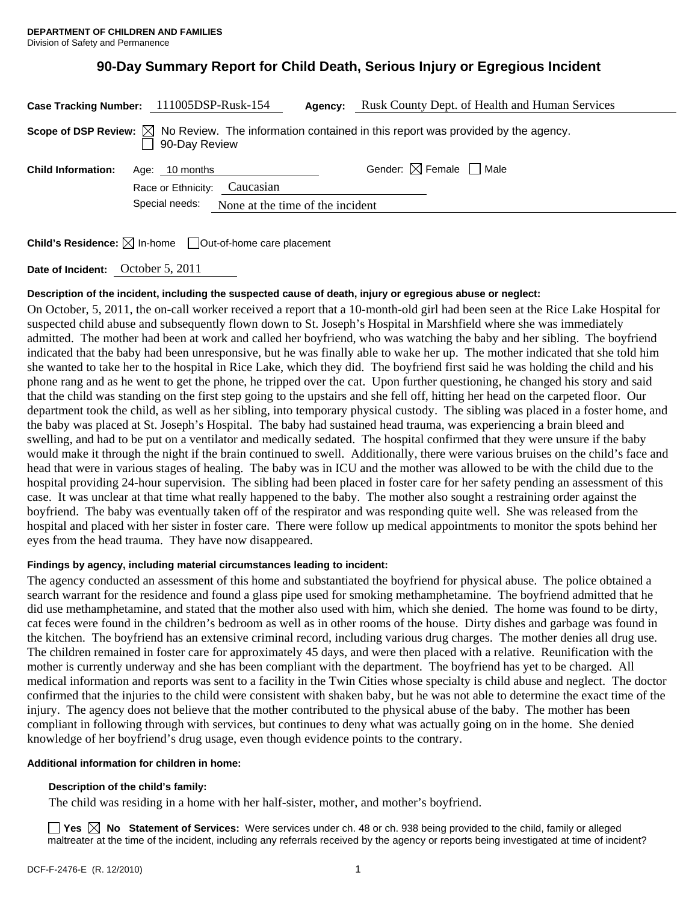**DEPARTMENT OF CHILDREN AND FAMILIES**
Division of Safety and Permanence

# 90-Day Summary Report for Child Death, Serious Injury or Egregious Incident

**Case Tracking Number:** 111005DSP-Rusk-154 **Agency:** Rusk County Dept. of Health and Human Services

**Scope of DSP Review:** ☒ No Review. The information contained in this report was provided by the agency.
☐ 90-Day Review

**Child Information:** Age: 10 months Gender: ☒ Female ☐ Male
Race or Ethnicity: Caucasian
Special needs: None at the time of the incident

**Child's Residence:** ☒ In-home ☐ Out-of-home care placement

**Date of Incident:** October 5, 2011

**Description of the incident, including the suspected cause of death, injury or egregious abuse or neglect:**

On October, 5, 2011, the on-call worker received a report that a 10-month-old girl had been seen at the Rice Lake Hospital for suspected child abuse and subsequently flown down to St. Joseph's Hospital in Marshfield where she was immediately admitted. The mother had been at work and called her boyfriend, who was watching the baby and her sibling. The boyfriend indicated that the baby had been unresponsive, but he was finally able to wake her up. The mother indicated that she told him she wanted to take her to the hospital in Rice Lake, which they did. The boyfriend first said he was holding the child and his phone rang and as he went to get the phone, he tripped over the cat. Upon further questioning, he changed his story and said that the child was standing on the first step going to the upstairs and she fell off, hitting her head on the carpeted floor. Our department took the child, as well as her sibling, into temporary physical custody. The sibling was placed in a foster home, and the baby was placed at St. Joseph's Hospital. The baby had sustained head trauma, was experiencing a brain bleed and swelling, and had to be put on a ventilator and medically sedated. The hospital confirmed that they were unsure if the baby would make it through the night if the brain continued to swell. Additionally, there were various bruises on the child's face and head that were in various stages of healing. The baby was in ICU and the mother was allowed to be with the child due to the hospital providing 24-hour supervision. The sibling had been placed in foster care for her safety pending an assessment of this case. It was unclear at that time what really happened to the baby. The mother also sought a restraining order against the boyfriend. The baby was eventually taken off of the respirator and was responding quite well. She was released from the hospital and placed with her sister in foster care. There were follow up medical appointments to monitor the spots behind her eyes from the head trauma. They have now disappeared.

**Findings by agency, including material circumstances leading to incident:**

The agency conducted an assessment of this home and substantiated the boyfriend for physical abuse. The police obtained a search warrant for the residence and found a glass pipe used for smoking methamphetamine. The boyfriend admitted that he did use methamphetamine, and stated that the mother also used with him, which she denied. The home was found to be dirty, cat feces were found in the children's bedroom as well as in other rooms of the house. Dirty dishes and garbage was found in the kitchen. The boyfriend has an extensive criminal record, including various drug charges. The mother denies all drug use. The children remained in foster care for approximately 45 days, and were then placed with a relative. Reunification with the mother is currently underway and she has been compliant with the department. The boyfriend has yet to be charged. All medical information and reports was sent to a facility in the Twin Cities whose specialty is child abuse and neglect. The doctor confirmed that the injuries to the child were consistent with shaken baby, but he was not able to determine the exact time of the injury. The agency does not believe that the mother contributed to the physical abuse of the baby. The mother has been compliant in following through with services, but continues to deny what was actually going on in the home. She denied knowledge of her boyfriend's drug usage, even though evidence points to the contrary.

**Additional information for children in home:**

**Description of the child's family:**

The child was residing in a home with her half-sister, mother, and mother's boyfriend.

☐ **Yes** ☒ **No** **Statement of Services:** Were services under ch. 48 or ch. 938 being provided to the child, family or alleged maltreater at the time of the incident, including any referrals received by the agency or reports being investigated at time of incident?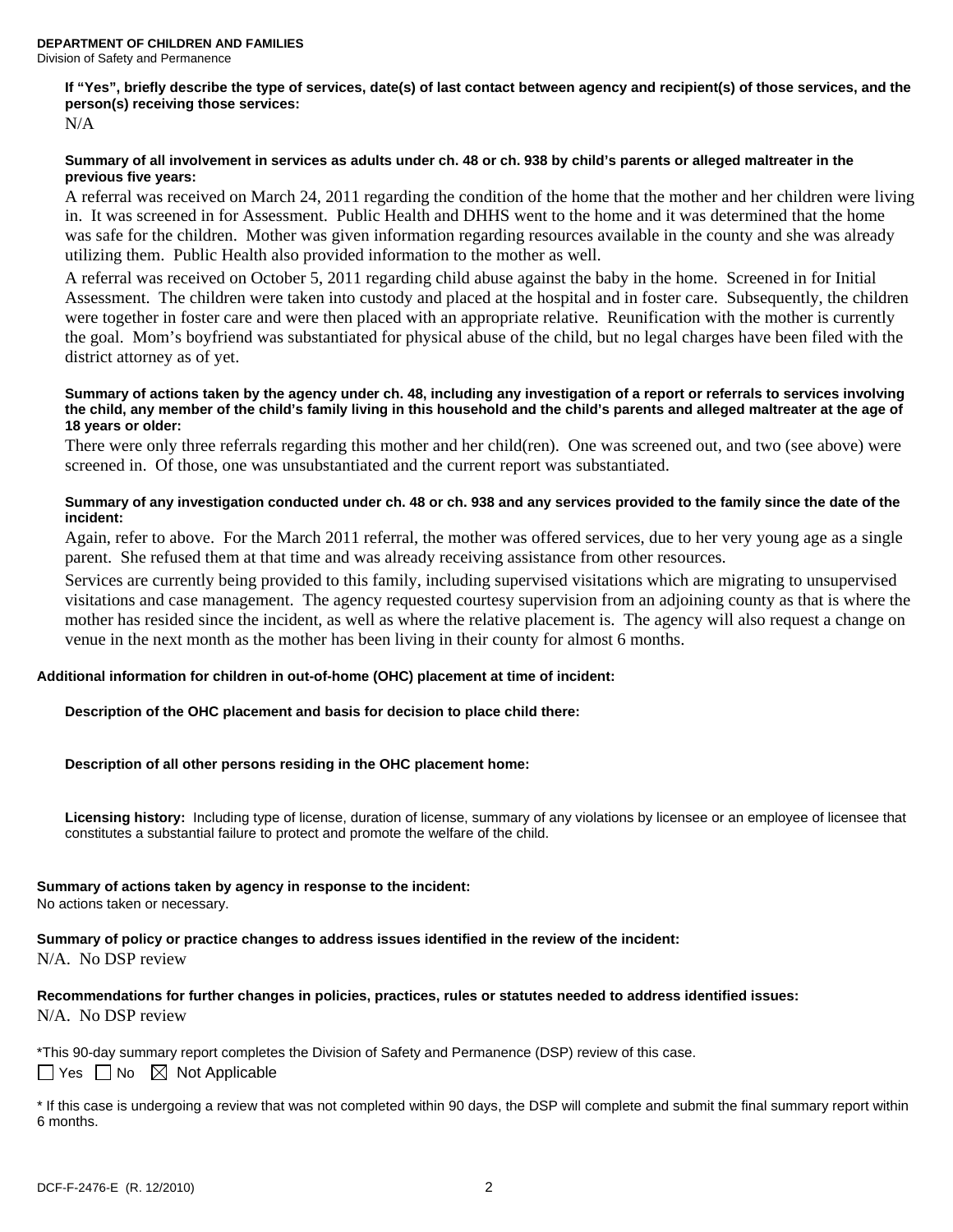**DEPARTMENT OF CHILDREN AND FAMILIES**
Division of Safety and Permanence

**If "Yes", briefly describe the type of services, date(s) of last contact between agency and recipient(s) of those services, and the person(s) receiving those services:**

N/A

**Summary of all involvement in services as adults under ch. 48 or ch. 938 by child's parents or alleged maltreater in the previous five years:**

A referral was received on March 24, 2011 regarding the condition of the home that the mother and her children were living in. It was screened in for Assessment. Public Health and DHHS went to the home and it was determined that the home was safe for the children. Mother was given information regarding resources available in the county and she was already utilizing them. Public Health also provided information to the mother as well.

A referral was received on October 5, 2011 regarding child abuse against the baby in the home. Screened in for Initial Assessment. The children were taken into custody and placed at the hospital and in foster care. Subsequently, the children were together in foster care and were then placed with an appropriate relative. Reunification with the mother is currently the goal. Mom's boyfriend was substantiated for physical abuse of the child, but no legal charges have been filed with the district attorney as of yet.

**Summary of actions taken by the agency under ch. 48, including any investigation of a report or referrals to services involving the child, any member of the child's family living in this household and the child's parents and alleged maltreater at the age of 18 years or older:**

There were only three referrals regarding this mother and her child(ren). One was screened out, and two (see above) were screened in. Of those, one was unsubstantiated and the current report was substantiated.

**Summary of any investigation conducted under ch. 48 or ch. 938 and any services provided to the family since the date of the incident:**

Again, refer to above. For the March 2011 referral, the mother was offered services, due to her very young age as a single parent. She refused them at that time and was already receiving assistance from other resources.

Services are currently being provided to this family, including supervised visitations which are migrating to unsupervised visitations and case management. The agency requested courtesy supervision from an adjoining county as that is where the mother has resided since the incident, as well as where the relative placement is. The agency will also request a change on venue in the next month as the mother has been living in their county for almost 6 months.

**Additional information for children in out-of-home (OHC) placement at time of incident:**

**Description of the OHC placement and basis for decision to place child there:**

**Description of all other persons residing in the OHC placement home:**

**Licensing history:** Including type of license, duration of license, summary of any violations by licensee or an employee of licensee that constitutes a substantial failure to protect and promote the welfare of the child.

**Summary of actions taken by agency in response to the incident:**

No actions taken or necessary.

**Summary of policy or practice changes to address issues identified in the review of the incident:**

N/A. No DSP review

**Recommendations for further changes in policies, practices, rules or statutes needed to address identified issues:**

N/A. No DSP review

*This 90-day summary report completes the Division of Safety and Permanence (DSP) review of this case.

☐ Yes ☐ No ☒ Not Applicable

* If this case is undergoing a review that was not completed within 90 days, the DSP will complete and submit the final summary report within 6 months.

DCF-F-2476-E (R. 12/2010)